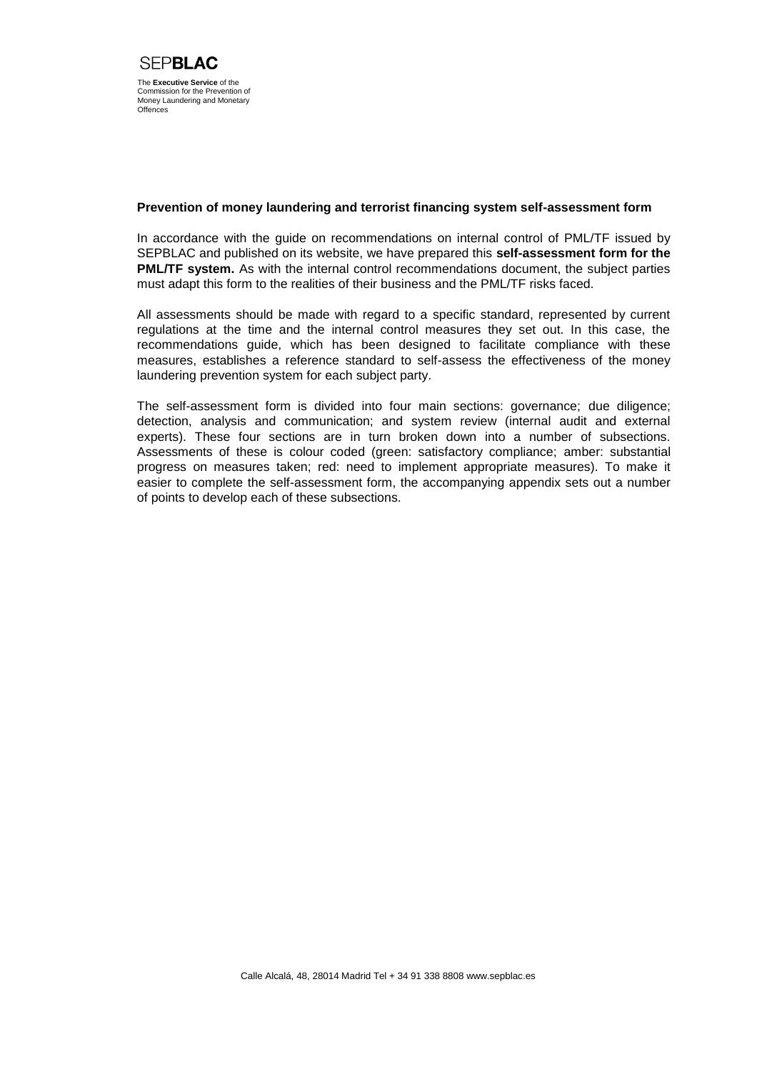SEP**BLAC**

The **Executive Service** of the Commission for the Prevention of Money Laundering and Monetary Offences

**Prevention of money laundering and terrorist financing system self-assessment form**

In accordance with the guide on recommendations on internal control of PML/TF issued by SEPBLAC and published on its website, we have prepared this **self-assessment form for the PML/TF system.** As with the internal control recommendations document, the subject parties must adapt this form to the realities of their business and the PML/TF risks faced.

All assessments should be made with regard to a specific standard, represented by current regulations at the time and the internal control measures they set out. In this case, the recommendations guide, which has been designed to facilitate compliance with these measures, establishes a reference standard to self-assess the effectiveness of the money laundering prevention system for each subject party.

The self-assessment form is divided into four main sections: governance; due diligence; detection, analysis and communication; and system review (internal audit and external experts). These four sections are in turn broken down into a number of subsections. Assessments of these is colour coded (green: satisfactory compliance; amber: substantial progress on measures taken; red: need to implement appropriate measures). To make it easier to complete the self-assessment form, the accompanying appendix sets out a number of points to develop each of these subsections.

Calle Alcalá, 48, 28014 Madrid Tel + 34 91 338 8808 www.sepblac.es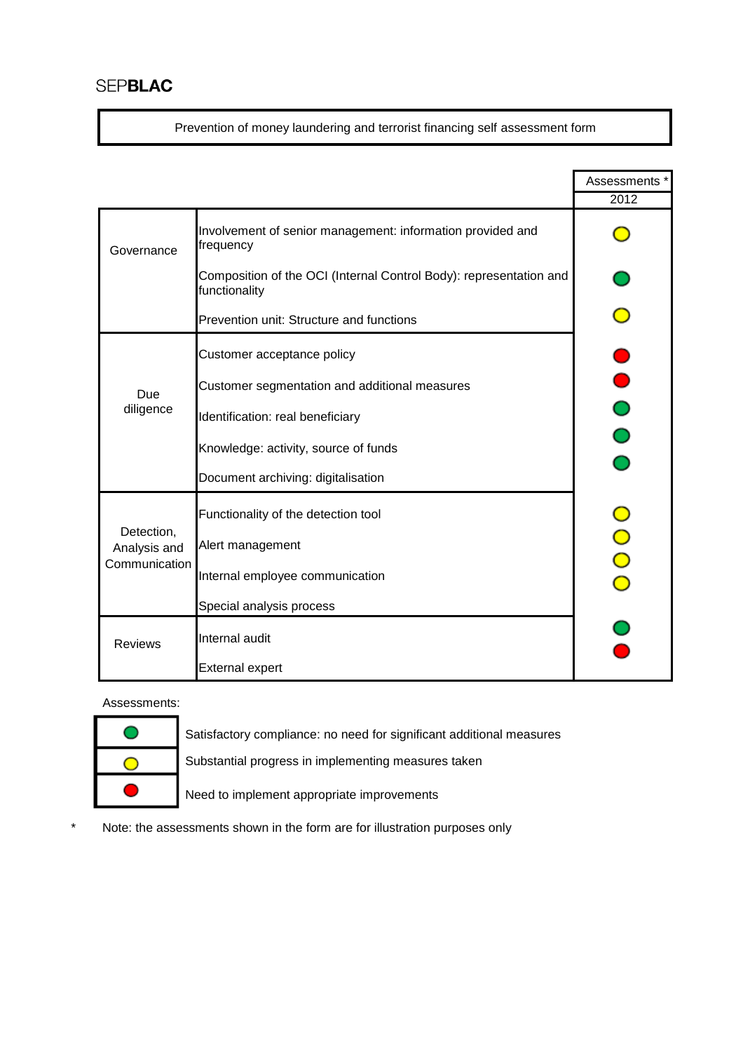SEPBLAC

**Prevention of money laundering and terrorist financing self assessment form**

| | | Assessments * 2012 |
|---|---|---|
| Governance | Involvement of senior management: information provided and frequency | Yellow |
| | Composition of the OCI (Internal Control Body): representation and functionality | Green |
| | Prevention unit: Structure and functions | Yellow |
| Due diligence | Customer acceptance policy | Red |
| | Customer segmentation and additional measures | Red |
| | Identification: real beneficiary | Green |
| | Knowledge: activity, source of funds | Green |
| | Document archiving: digitalisation | Green |
| Detection, Analysis and Communication | Functionality of the detection tool | Yellow |
| | Alert management | Yellow |
| | Internal employee communication | Yellow |
| | Special analysis process | Yellow |
| Reviews | Internal audit | Green |
| | External expert | Red |

Assessments:

| | |
|---|---|
| Green | Satisfactory compliance: no need for significant additional measures |
| Yellow | Substantial progress in implementing measures taken |
| Red | Need to implement appropriate improvements |

\* Note: the assessments shown in the form are for illustration purposes only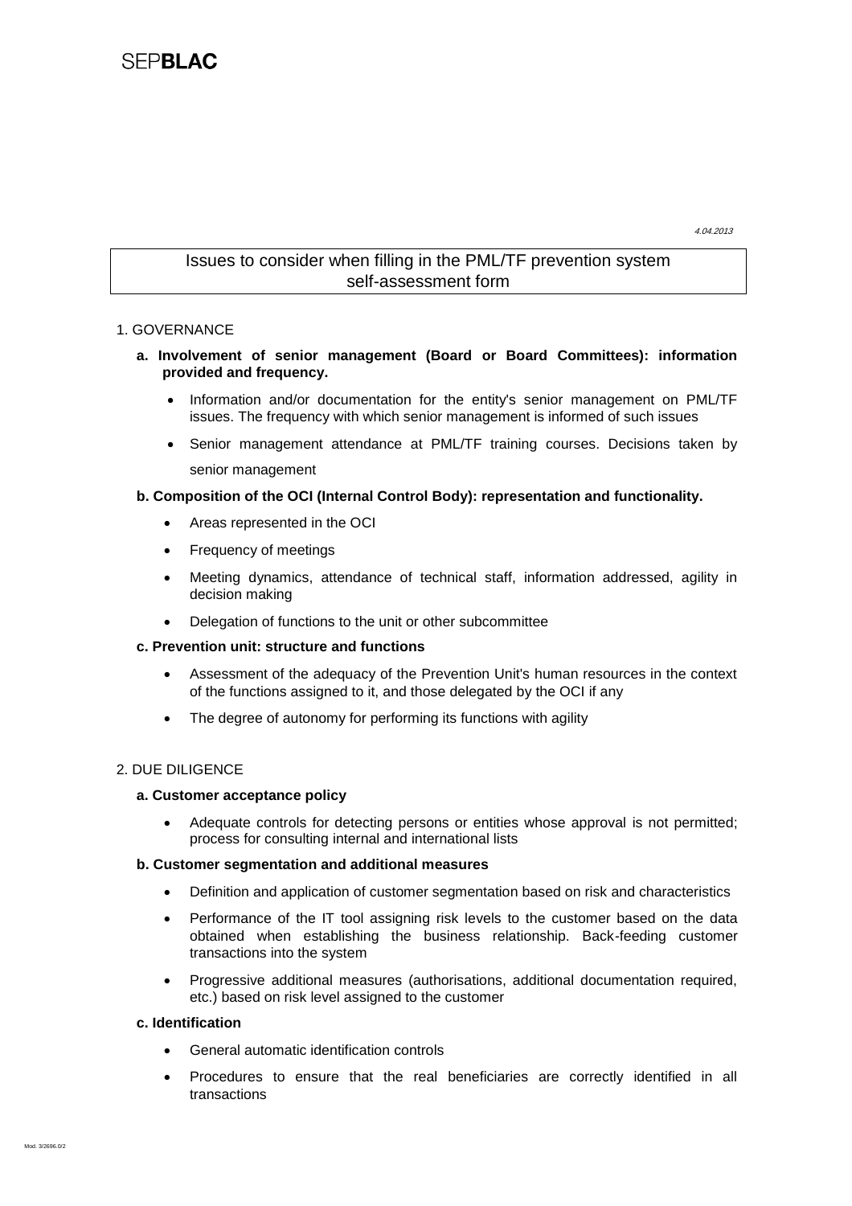SEP**BLAC**

*4.04.2013*

# Issues to consider when filling in the PML/TF prevention system self-assessment form

## 1. GOVERNANCE

**a. Involvement of senior management (Board or Board Committees): information provided and frequency.**

- Information and/or documentation for the entity's senior management on PML/TF issues. The frequency with which senior management is informed of such issues
- Senior management attendance at PML/TF training courses. Decisions taken by senior management

**b. Composition of the OCI (Internal Control Body): representation and functionality.**

- Areas represented in the OCI
- Frequency of meetings
- Meeting dynamics, attendance of technical staff, information addressed, agility in decision making
- Delegation of functions to the unit or other subcommittee

**c. Prevention unit: structure and functions**

- Assessment of the adequacy of the Prevention Unit's human resources in the context of the functions assigned to it, and those delegated by the OCI if any
- The degree of autonomy for performing its functions with agility

## 2. DUE DILIGENCE

**a. Customer acceptance policy**

- Adequate controls for detecting persons or entities whose approval is not permitted; process for consulting internal and international lists

**b. Customer segmentation and additional measures**

- Definition and application of customer segmentation based on risk and characteristics
- Performance of the IT tool assigning risk levels to the customer based on the data obtained when establishing the business relationship. Back-feeding customer transactions into the system
- Progressive additional measures (authorisations, additional documentation required, etc.) based on risk level assigned to the customer

**c. Identification**

- General automatic identification controls
- Procedures to ensure that the real beneficiaries are correctly identified in all transactions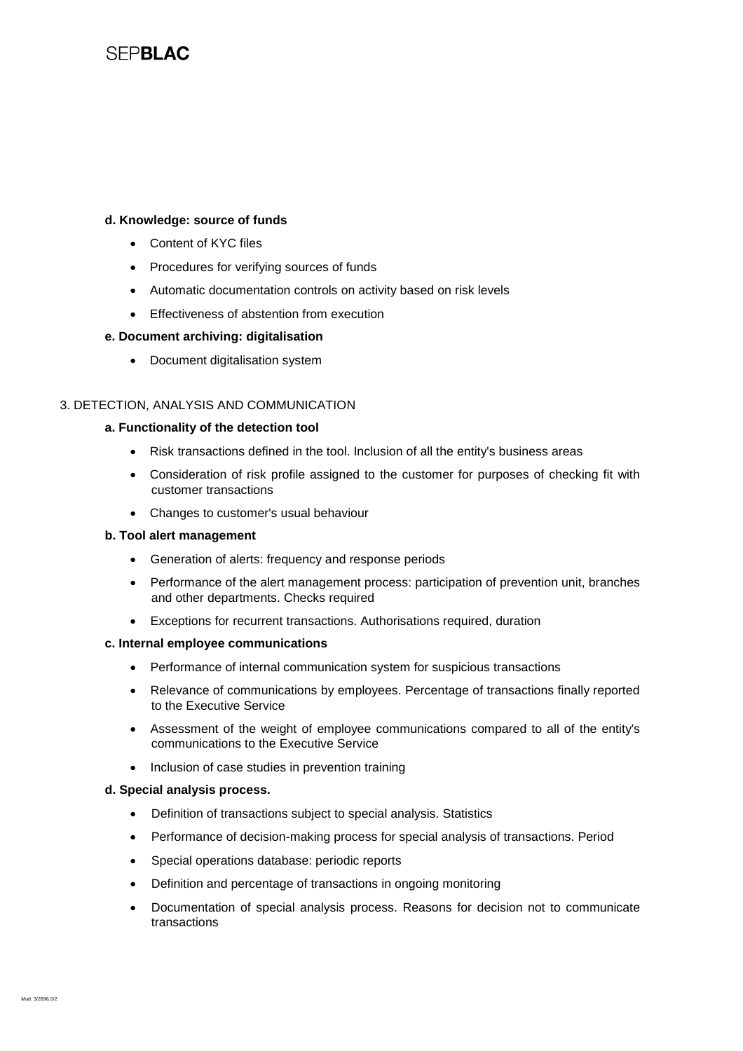**d. Knowledge: source of funds**

- Content of KYC files
- Procedures for verifying sources of funds
- Automatic documentation controls on activity based on risk levels
- Effectiveness of abstention from execution

**e. Document archiving: digitalisation**

- Document digitalisation system

3. DETECTION, ANALYSIS AND COMMUNICATION

**a. Functionality of the detection tool**

- Risk transactions defined in the tool. Inclusion of all the entity's business areas
- Consideration of risk profile assigned to the customer for purposes of checking fit with customer transactions
- Changes to customer's usual behaviour

**b. Tool alert management**

- Generation of alerts: frequency and response periods
- Performance of the alert management process: participation of prevention unit, branches and other departments. Checks required
- Exceptions for recurrent transactions. Authorisations required, duration

**c. Internal employee communications**

- Performance of internal communication system for suspicious transactions
- Relevance of communications by employees. Percentage of transactions finally reported to the Executive Service
- Assessment of the weight of employee communications compared to all of the entity's communications to the Executive Service
- Inclusion of case studies in prevention training

**d. Special analysis process.**

- Definition of transactions subject to special analysis. Statistics
- Performance of decision-making process for special analysis of transactions. Period
- Special operations database: periodic reports
- Definition and percentage of transactions in ongoing monitoring
- Documentation of special analysis process. Reasons for decision not to communicate transactions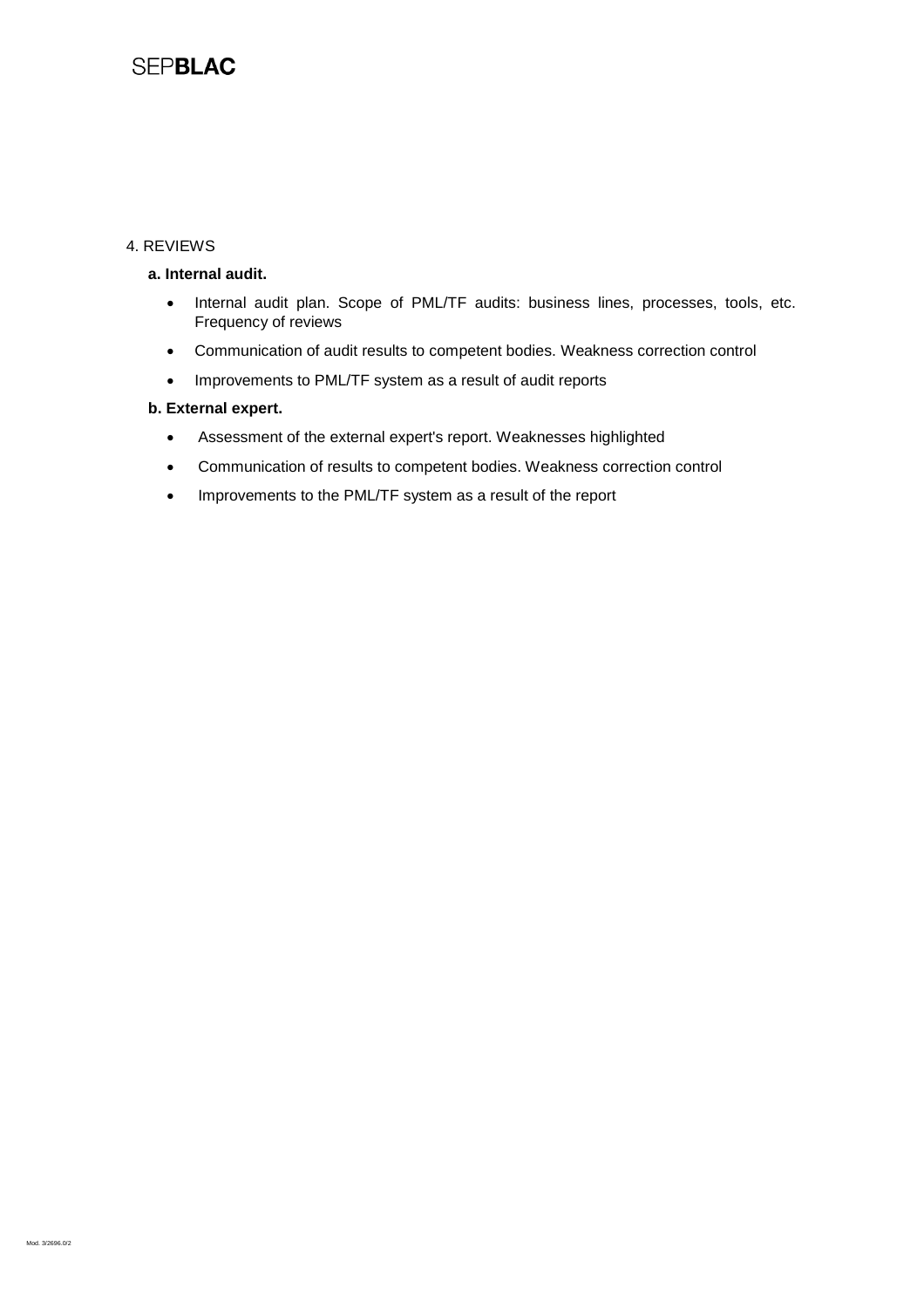4. REVIEWS

**a. Internal audit.**

- Internal audit plan. Scope of PML/TF audits: business lines, processes, tools, etc. Frequency of reviews
- Communication of audit results to competent bodies. Weakness correction control
- Improvements to PML/TF system as a result of audit reports

**b. External expert.**

- Assessment of the external expert's report. Weaknesses highlighted
- Communication of results to competent bodies. Weakness correction control
- Improvements to the PML/TF system as a result of the report